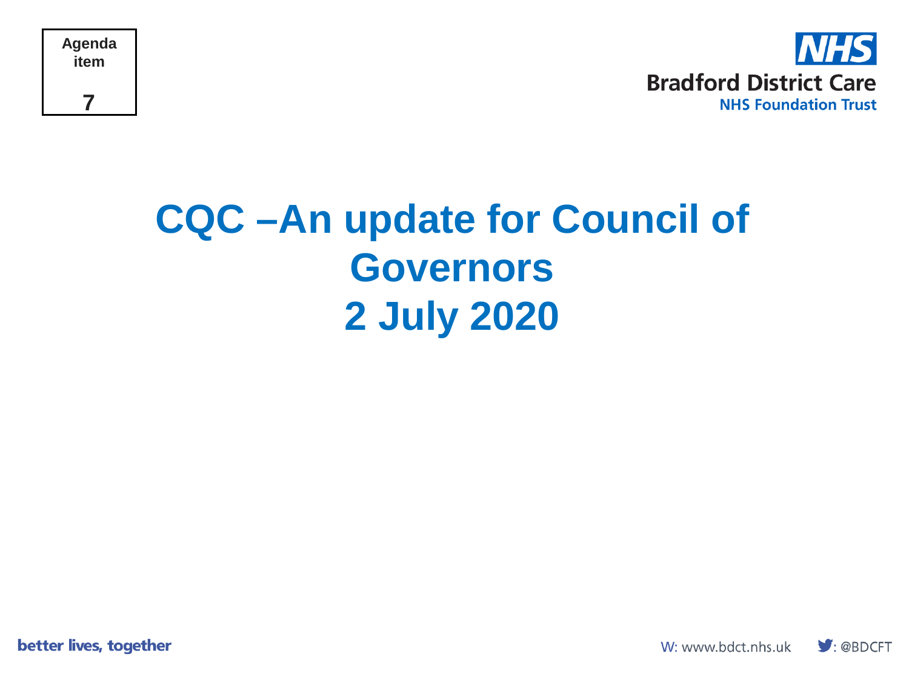Agenda item

7

**Bradford District Care**
**NHS Foundation Trust**

# CQC –An update for Council of Governors
# 2 July 2020

better lives, together

W: www.bdct.nhs.uk : @BDCFT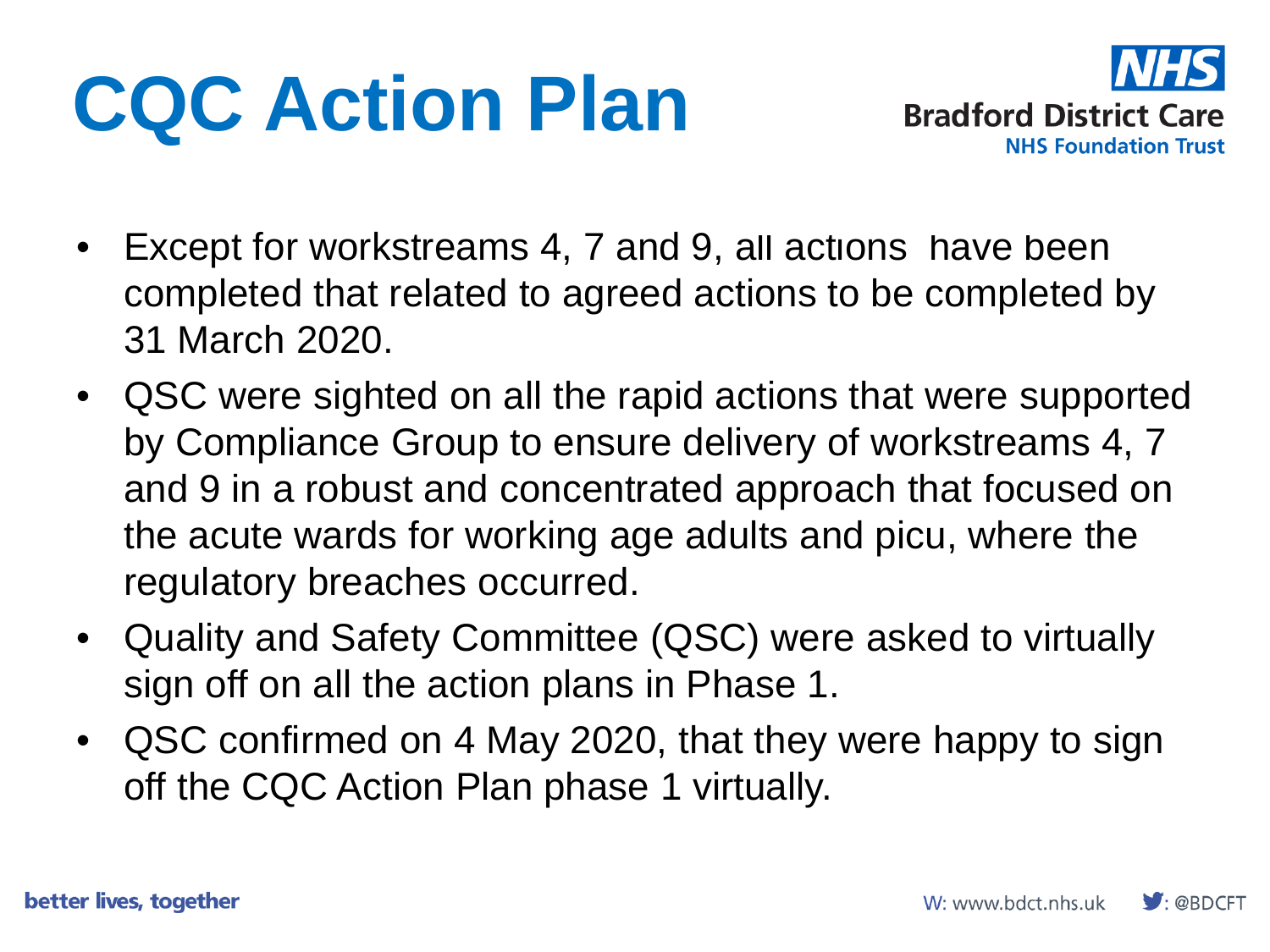# CQC Action Plan

- Except for workstreams 4, 7 and 9, all actions have been completed that related to agreed actions to be completed by 31 March 2020.
- QSC were sighted on all the rapid actions that were supported by Compliance Group to ensure delivery of workstreams 4, 7 and 9 in a robust and concentrated approach that focused on the acute wards for working age adults and picu, where the regulatory breaches occurred.
- Quality and Safety Committee (QSC) were asked to virtually sign off on all the action plans in Phase 1.
- QSC confirmed on 4 May 2020, that they were happy to sign off the CQC Action Plan phase 1 virtually.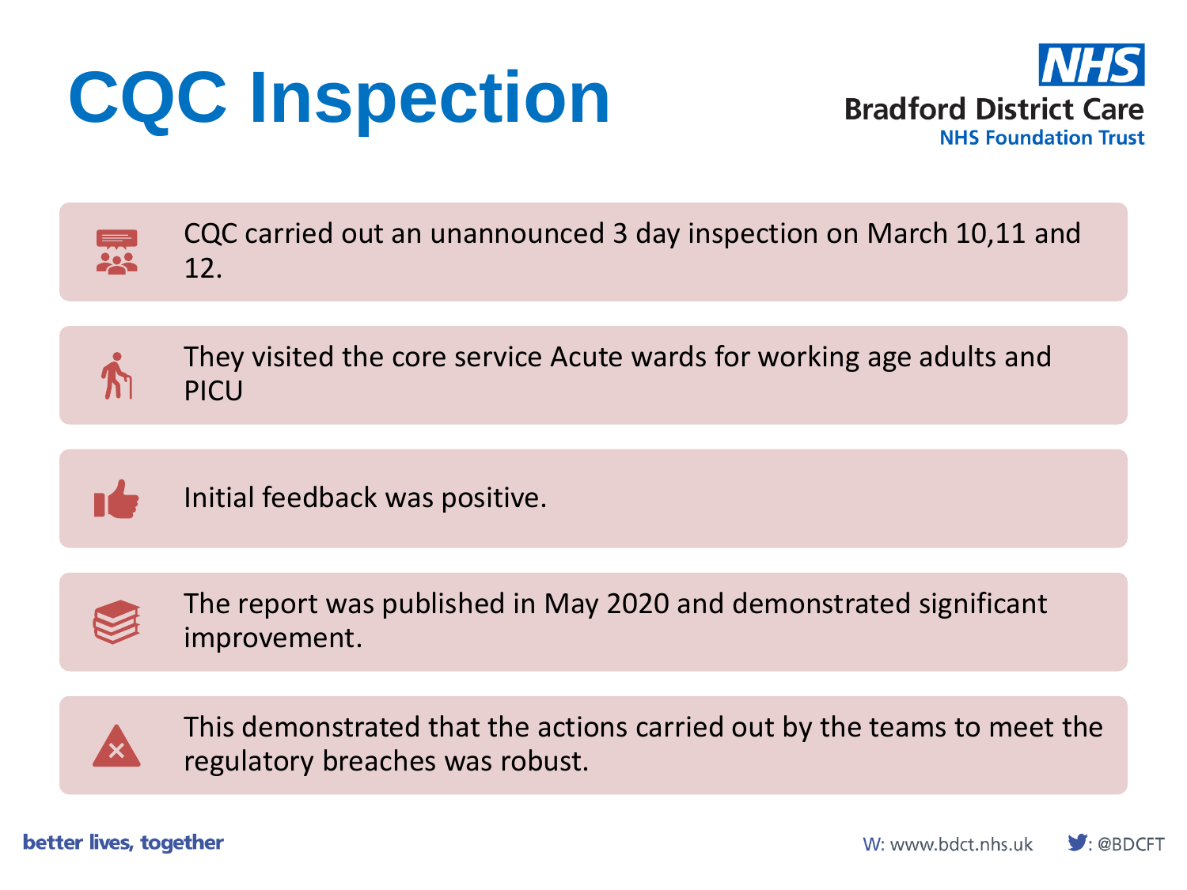# CQC Inspection

Bradford District Care NHS Foundation Trust

- CQC carried out an unannounced 3 day inspection on March 10,11 and 12.
- They visited the core service Acute wards for working age adults and PICU
- Initial feedback was positive.
- The report was published in May 2020 and demonstrated significant improvement.
- This demonstrated that the actions carried out by the teams to meet the regulatory breaches was robust.

better lives, together

W: www.bdct.nhs.uk : @BDCFT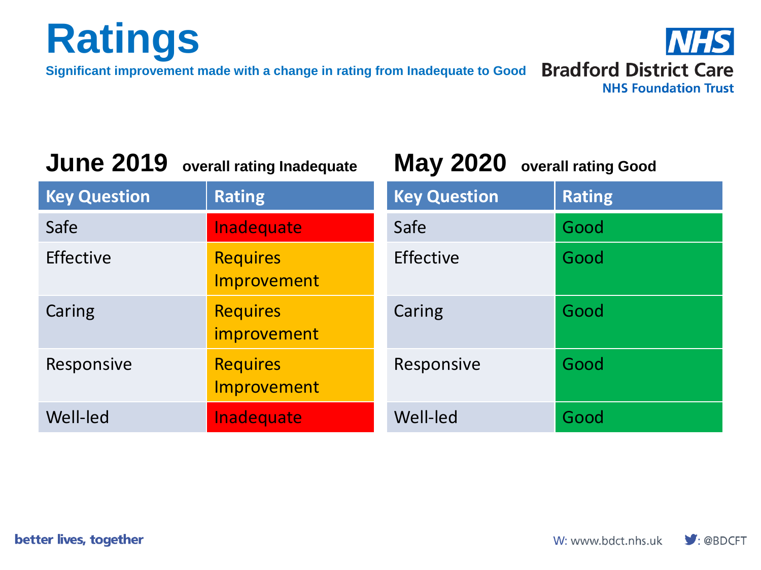# Ratings

**Significant improvement made with a change in rating from Inadequate to Good**

Bradford District Care
NHS Foundation Trust

## June 2019 overall rating Inadequate

| Key Question | Rating |
|---|---|
| Safe | Inadequate |
| Effective | Requires Improvement |
| Caring | Requires improvement |
| Responsive | Requires Improvement |
| Well-led | Inadequate |

## May 2020 overall rating Good

| Key Question | Rating |
|---|---|
| Safe | Good |
| Effective | Good |
| Caring | Good |
| Responsive | Good |
| Well-led | Good |

better lives, together

W: www.bdct.nhs.uk : @BDCFT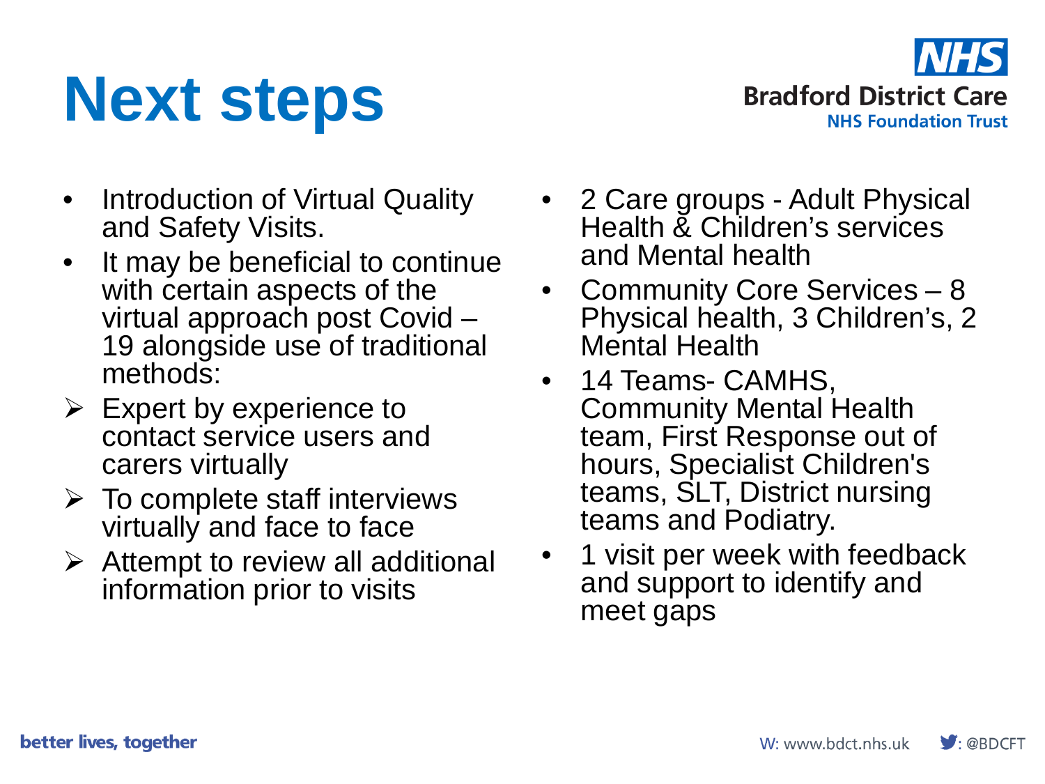# Next steps

- Introduction of Virtual Quality and Safety Visits.
- It may be beneficial to continue with certain aspects of the virtual approach post Covid – 19 alongside use of traditional methods:
  - Expert by experience to contact service users and carers virtually
  - To complete staff interviews virtually and face to face
  - Attempt to review all additional information prior to visits

- 2 Care groups - Adult Physical Health & Children's services and Mental health
- Community Core Services – 8 Physical health, 3 Children's, 2 Mental Health
- 14 Teams- CAMHS, Community Mental Health team, First Response out of hours, Specialist Children's teams, SLT, District nursing teams and Podiatry.
- 1 visit per week with feedback and support to identify and meet gaps